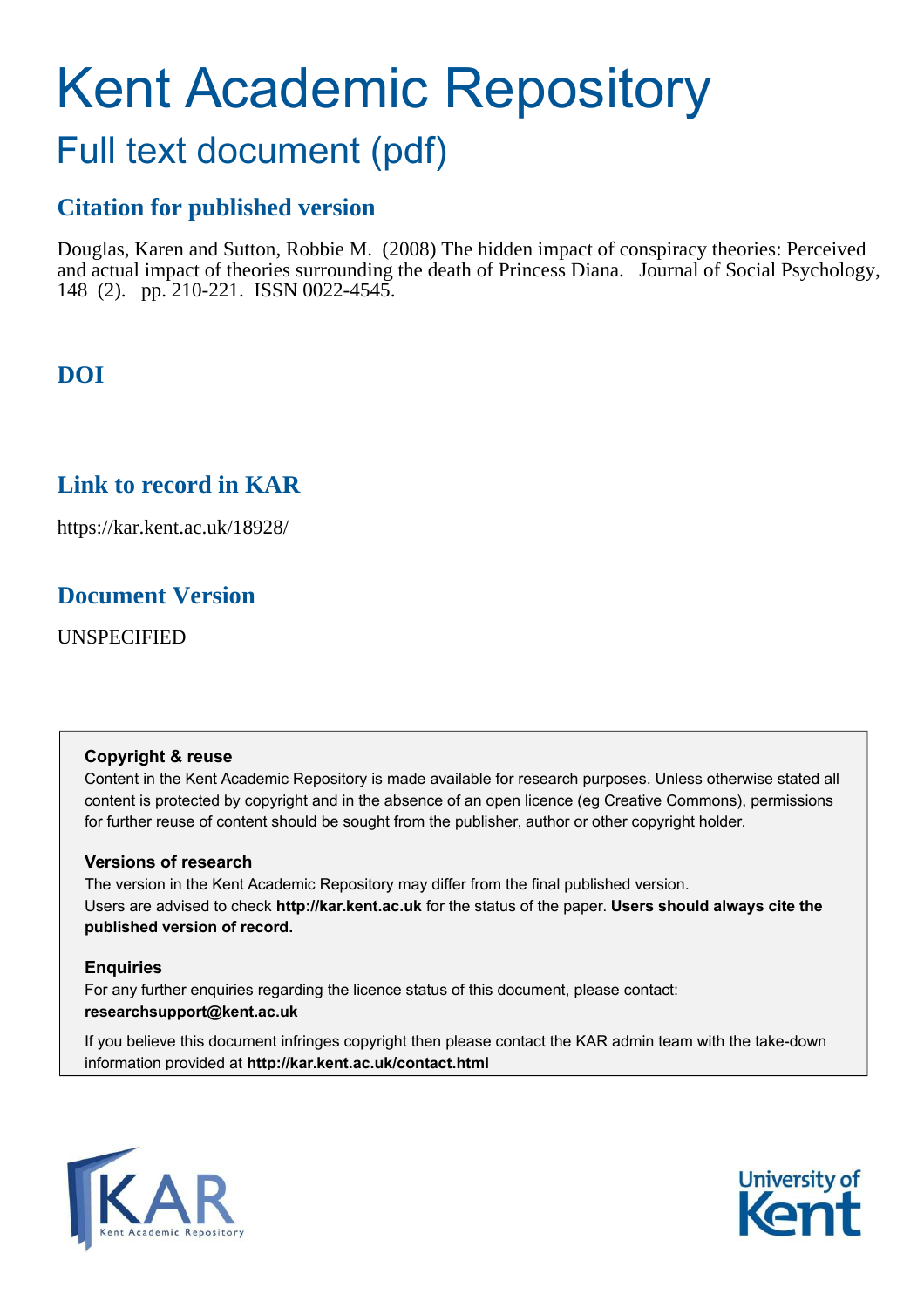# Kent Academic Repository

## Full text document (pdf)

## Citation for published version

Douglas, Karen and Sutton, Robbie M. (2008) The hidden impact of conspiracy theories: Perceived and actual impact of theories surrounding the death of Princess Diana. Journal of Social Psychology, 148 (2). pp. 210-221. ISSN 0022-4545.

## DOI

## Link to record in KAR

https://kar.kent.ac.uk/18928/

## Document Version

UNSPECIFIED

**Copyright & reuse**

Content in the Kent Academic Repository is made available for research purposes. Unless otherwise stated all content is protected by copyright and in the absence of an open licence (eg Creative Commons), permissions for further reuse of content should be sought from the publisher, author or other copyright holder.

**Versions of research**

The version in the Kent Academic Repository may differ from the final published version. Users are advised to check **http://kar.kent.ac.uk** for the status of the paper. **Users should always cite the published version of record.**

**Enquiries**

For any further enquiries regarding the licence status of this document, please contact: **researchsupport@kent.ac.uk**

If you believe this document infringes copyright then please contact the KAR admin team with the take-down information provided at **http://kar.kent.ac.uk/contact.html**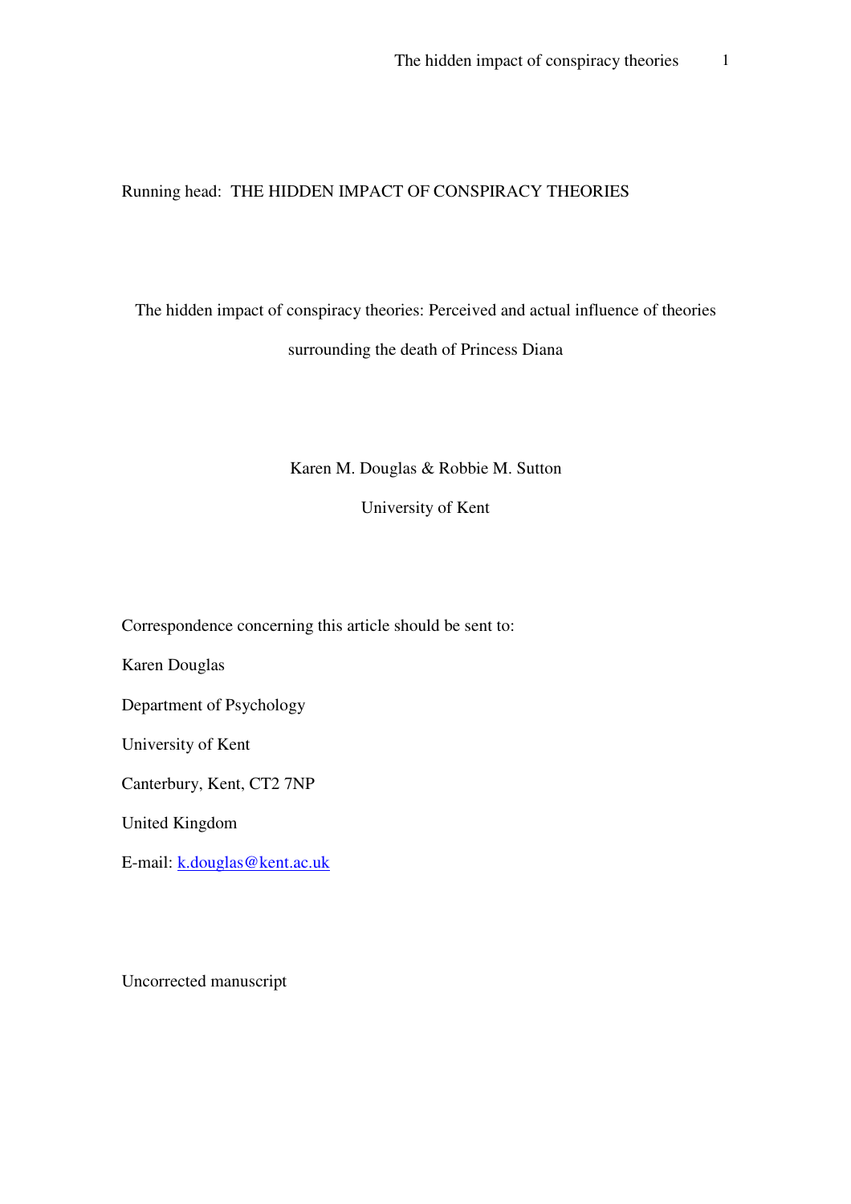Running head: THE HIDDEN IMPACT OF CONSPIRACY THEORIES

# The hidden impact of conspiracy theories: Perceived and actual influence of theories surrounding the death of Princess Diana

Karen M. Douglas & Robbie M. Sutton

University of Kent

Correspondence concerning this article should be sent to:

Karen Douglas

Department of Psychology

University of Kent

Canterbury, Kent, CT2 7NP

United Kingdom

E-mail: k.douglas@kent.ac.uk

Uncorrected manuscript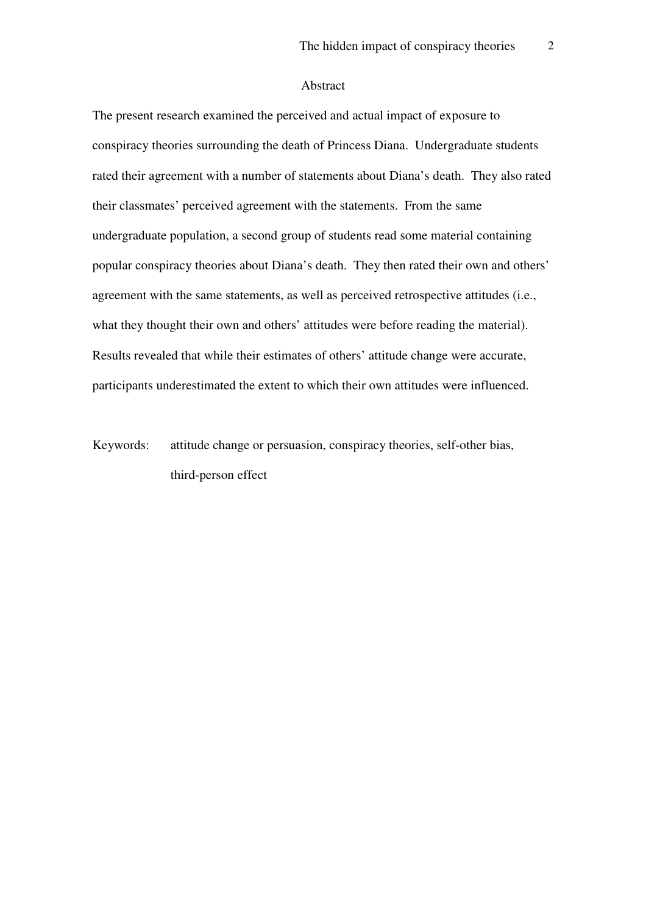## Abstract

The present research examined the perceived and actual impact of exposure to conspiracy theories surrounding the death of Princess Diana. Undergraduate students rated their agreement with a number of statements about Diana's death. They also rated their classmates' perceived agreement with the statements. From the same undergraduate population, a second group of students read some material containing popular conspiracy theories about Diana's death. They then rated their own and others' agreement with the same statements, as well as perceived retrospective attitudes (i.e., what they thought their own and others' attitudes were before reading the material). Results revealed that while their estimates of others' attitude change were accurate, participants underestimated the extent to which their own attitudes were influenced.

Keywords: attitude change or persuasion, conspiracy theories, self-other bias, third-person effect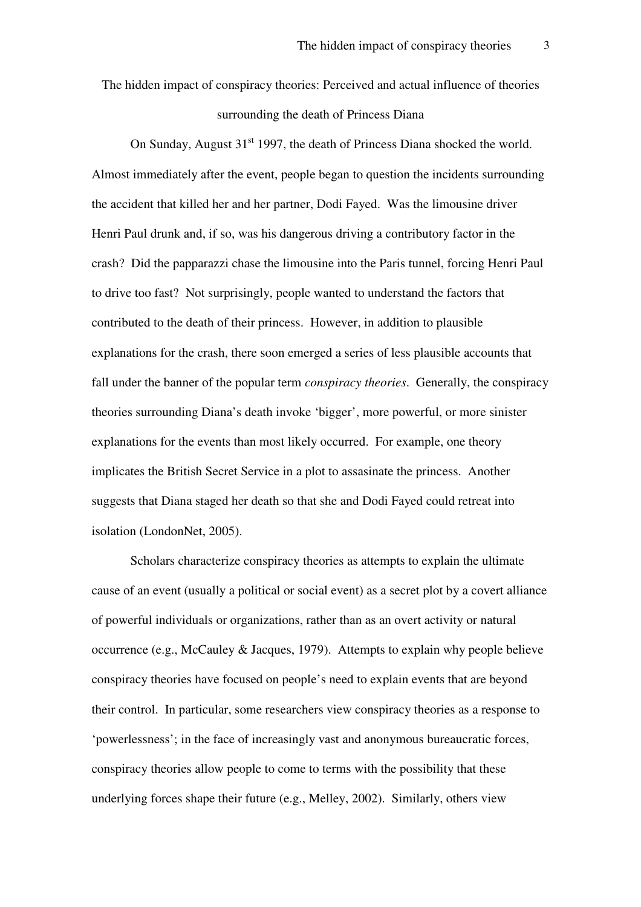# The hidden impact of conspiracy theories: Perceived and actual influence of theories surrounding the death of Princess Diana

On Sunday, August 31st 1997, the death of Princess Diana shocked the world. Almost immediately after the event, people began to question the incidents surrounding the accident that killed her and her partner, Dodi Fayed. Was the limousine driver Henri Paul drunk and, if so, was his dangerous driving a contributory factor in the crash? Did the papparazzi chase the limousine into the Paris tunnel, forcing Henri Paul to drive too fast? Not surprisingly, people wanted to understand the factors that contributed to the death of their princess. However, in addition to plausible explanations for the crash, there soon emerged a series of less plausible accounts that fall under the banner of the popular term *conspiracy theories*. Generally, the conspiracy theories surrounding Diana's death invoke 'bigger', more powerful, or more sinister explanations for the events than most likely occurred. For example, one theory implicates the British Secret Service in a plot to assasinate the princess. Another suggests that Diana staged her death so that she and Dodi Fayed could retreat into isolation (LondonNet, 2005).

Scholars characterize conspiracy theories as attempts to explain the ultimate cause of an event (usually a political or social event) as a secret plot by a covert alliance of powerful individuals or organizations, rather than as an overt activity or natural occurrence (e.g., McCauley & Jacques, 1979). Attempts to explain why people believe conspiracy theories have focused on people's need to explain events that are beyond their control. In particular, some researchers view conspiracy theories as a response to 'powerlessness'; in the face of increasingly vast and anonymous bureaucratic forces, conspiracy theories allow people to come to terms with the possibility that these underlying forces shape their future (e.g., Melley, 2002). Similarly, others view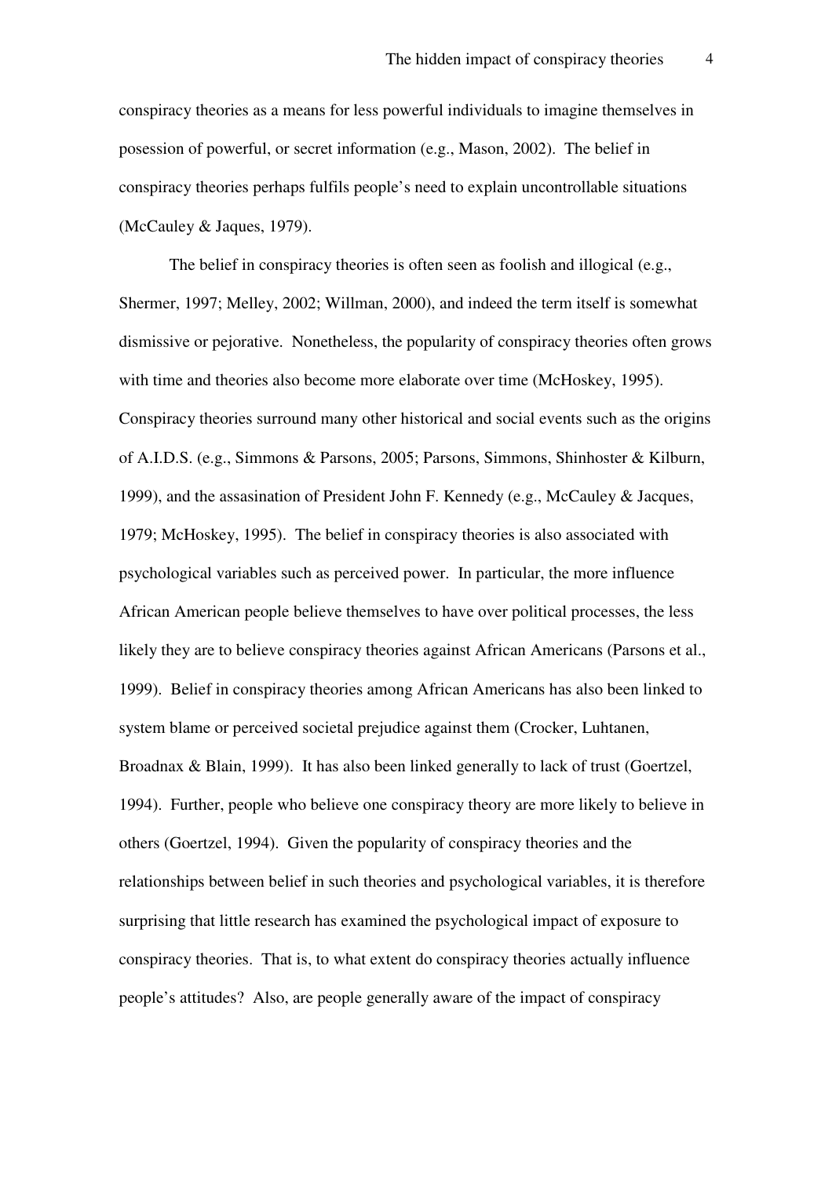conspiracy theories as a means for less powerful individuals to imagine themselves in posession of powerful, or secret information (e.g., Mason, 2002). The belief in conspiracy theories perhaps fulfils people's need to explain uncontrollable situations (McCauley & Jaques, 1979).

The belief in conspiracy theories is often seen as foolish and illogical (e.g., Shermer, 1997; Melley, 2002; Willman, 2000), and indeed the term itself is somewhat dismissive or pejorative. Nonetheless, the popularity of conspiracy theories often grows with time and theories also become more elaborate over time (McHoskey, 1995). Conspiracy theories surround many other historical and social events such as the origins of A.I.D.S. (e.g., Simmons & Parsons, 2005; Parsons, Simmons, Shinhoster & Kilburn, 1999), and the assasination of President John F. Kennedy (e.g., McCauley & Jacques, 1979; McHoskey, 1995). The belief in conspiracy theories is also associated with psychological variables such as perceived power. In particular, the more influence African American people believe themselves to have over political processes, the less likely they are to believe conspiracy theories against African Americans (Parsons et al., 1999). Belief in conspiracy theories among African Americans has also been linked to system blame or perceived societal prejudice against them (Crocker, Luhtanen, Broadnax & Blain, 1999). It has also been linked generally to lack of trust (Goertzel, 1994). Further, people who believe one conspiracy theory are more likely to believe in others (Goertzel, 1994). Given the popularity of conspiracy theories and the relationships between belief in such theories and psychological variables, it is therefore surprising that little research has examined the psychological impact of exposure to conspiracy theories. That is, to what extent do conspiracy theories actually influence people's attitudes? Also, are people generally aware of the impact of conspiracy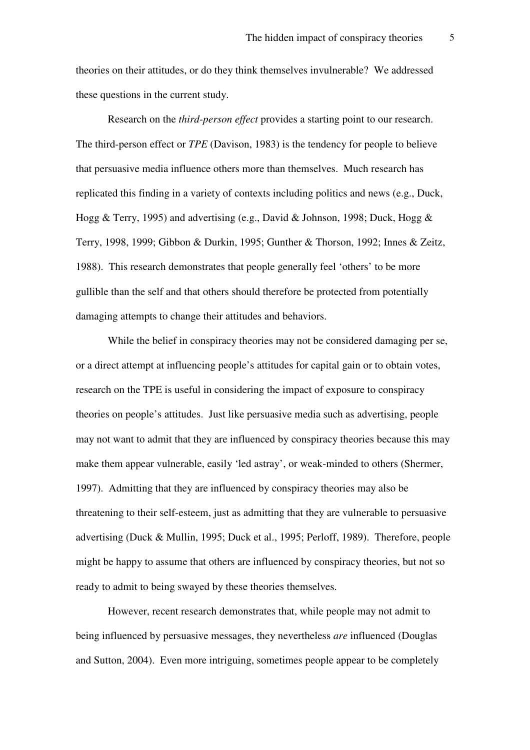theories on their attitudes, or do they think themselves invulnerable? We addressed these questions in the current study.

Research on the *third-person effect* provides a starting point to our research. The third-person effect or *TPE* (Davison, 1983) is the tendency for people to believe that persuasive media influence others more than themselves. Much research has replicated this finding in a variety of contexts including politics and news (e.g., Duck, Hogg & Terry, 1995) and advertising (e.g., David & Johnson, 1998; Duck, Hogg & Terry, 1998, 1999; Gibbon & Durkin, 1995; Gunther & Thorson, 1992; Innes & Zeitz, 1988). This research demonstrates that people generally feel 'others' to be more gullible than the self and that others should therefore be protected from potentially damaging attempts to change their attitudes and behaviors.

While the belief in conspiracy theories may not be considered damaging per se, or a direct attempt at influencing people's attitudes for capital gain or to obtain votes, research on the TPE is useful in considering the impact of exposure to conspiracy theories on people's attitudes. Just like persuasive media such as advertising, people may not want to admit that they are influenced by conspiracy theories because this may make them appear vulnerable, easily 'led astray', or weak-minded to others (Shermer, 1997). Admitting that they are influenced by conspiracy theories may also be threatening to their self-esteem, just as admitting that they are vulnerable to persuasive advertising (Duck & Mullin, 1995; Duck et al., 1995; Perloff, 1989). Therefore, people might be happy to assume that others are influenced by conspiracy theories, but not so ready to admit to being swayed by these theories themselves.

However, recent research demonstrates that, while people may not admit to being influenced by persuasive messages, they nevertheless *are* influenced (Douglas and Sutton, 2004). Even more intriguing, sometimes people appear to be completely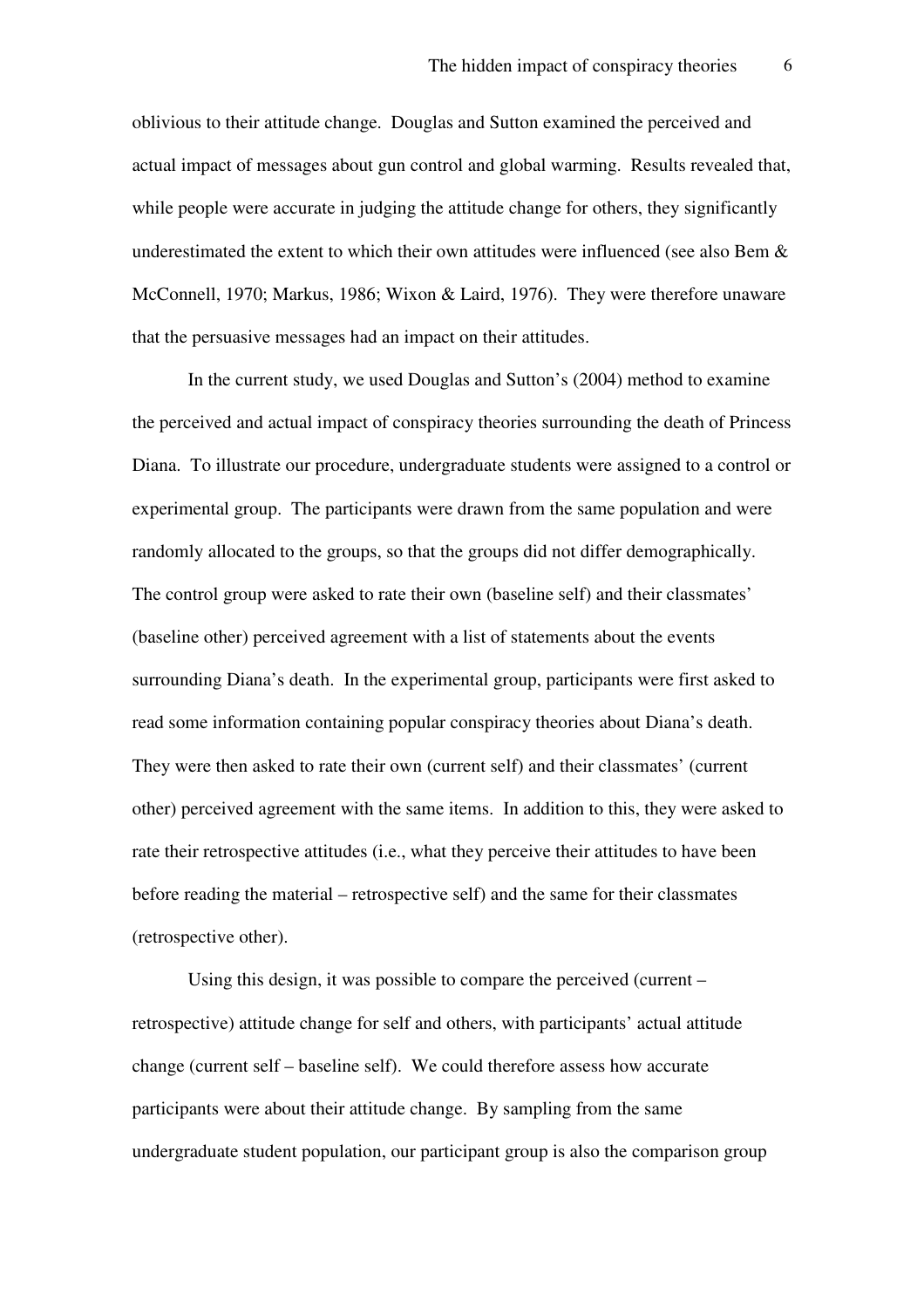oblivious to their attitude change. Douglas and Sutton examined the perceived and actual impact of messages about gun control and global warming. Results revealed that, while people were accurate in judging the attitude change for others, they significantly underestimated the extent to which their own attitudes were influenced (see also Bem & McConnell, 1970; Markus, 1986; Wixon & Laird, 1976). They were therefore unaware that the persuasive messages had an impact on their attitudes.

In the current study, we used Douglas and Sutton's (2004) method to examine the perceived and actual impact of conspiracy theories surrounding the death of Princess Diana. To illustrate our procedure, undergraduate students were assigned to a control or experimental group. The participants were drawn from the same population and were randomly allocated to the groups, so that the groups did not differ demographically. The control group were asked to rate their own (baseline self) and their classmates' (baseline other) perceived agreement with a list of statements about the events surrounding Diana's death. In the experimental group, participants were first asked to read some information containing popular conspiracy theories about Diana's death. They were then asked to rate their own (current self) and their classmates' (current other) perceived agreement with the same items. In addition to this, they were asked to rate their retrospective attitudes (i.e., what they perceive their attitudes to have been before reading the material – retrospective self) and the same for their classmates (retrospective other).

Using this design, it was possible to compare the perceived (current – retrospective) attitude change for self and others, with participants' actual attitude change (current self – baseline self). We could therefore assess how accurate participants were about their attitude change. By sampling from the same undergraduate student population, our participant group is also the comparison group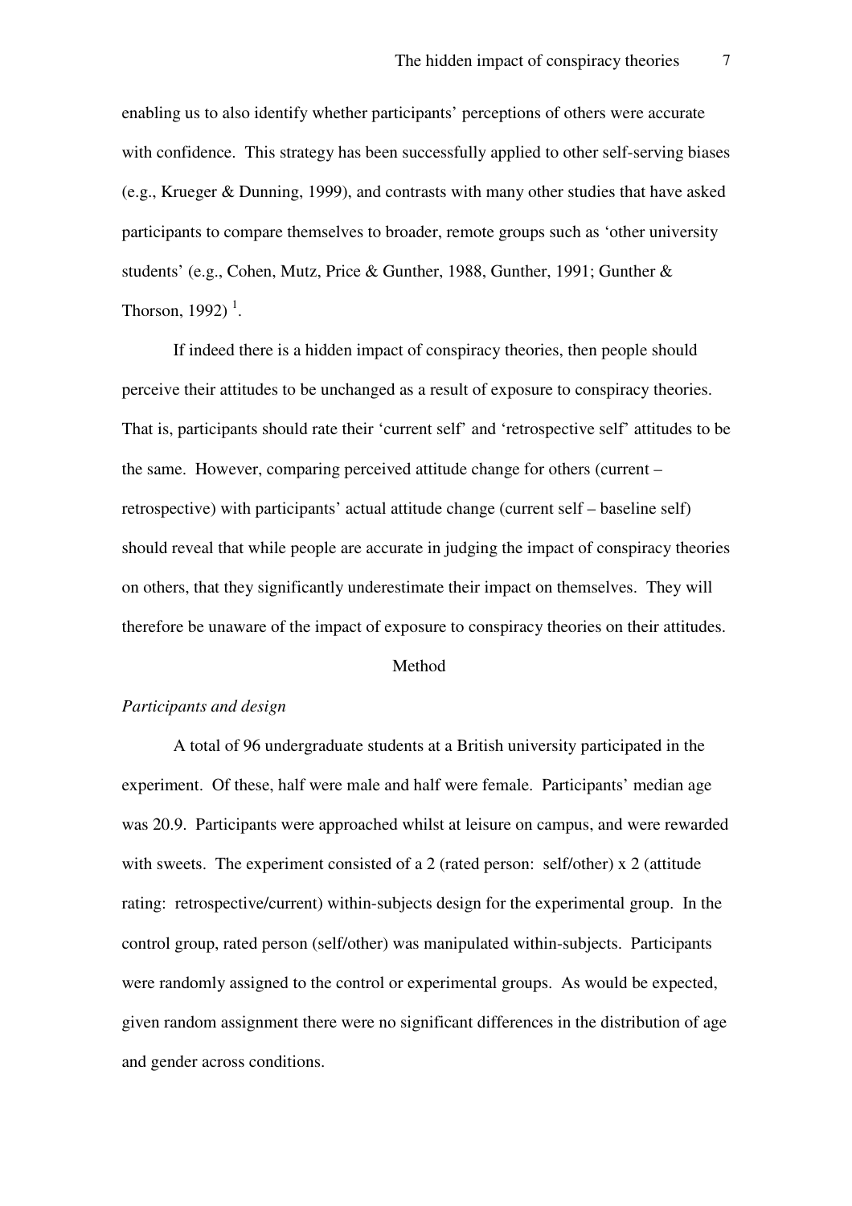enabling us to also identify whether participants' perceptions of others were accurate with confidence. This strategy has been successfully applied to other self-serving biases (e.g., Krueger & Dunning, 1999), and contrasts with many other studies that have asked participants to compare themselves to broader, remote groups such as 'other university students' (e.g., Cohen, Mutz, Price & Gunther, 1988, Gunther, 1991; Gunther & Thorson, 1992) [1].

If indeed there is a hidden impact of conspiracy theories, then people should perceive their attitudes to be unchanged as a result of exposure to conspiracy theories. That is, participants should rate their 'current self' and 'retrospective self' attitudes to be the same. However, comparing perceived attitude change for others (current – retrospective) with participants' actual attitude change (current self – baseline self) should reveal that while people are accurate in judging the impact of conspiracy theories on others, that they significantly underestimate their impact on themselves. They will therefore be unaware of the impact of exposure to conspiracy theories on their attitudes.

## Method

### *Participants and design*

A total of 96 undergraduate students at a British university participated in the experiment. Of these, half were male and half were female. Participants' median age was 20.9. Participants were approached whilst at leisure on campus, and were rewarded with sweets. The experiment consisted of a 2 (rated person: self/other) x 2 (attitude rating: retrospective/current) within-subjects design for the experimental group. In the control group, rated person (self/other) was manipulated within-subjects. Participants were randomly assigned to the control or experimental groups. As would be expected, given random assignment there were no significant differences in the distribution of age and gender across conditions.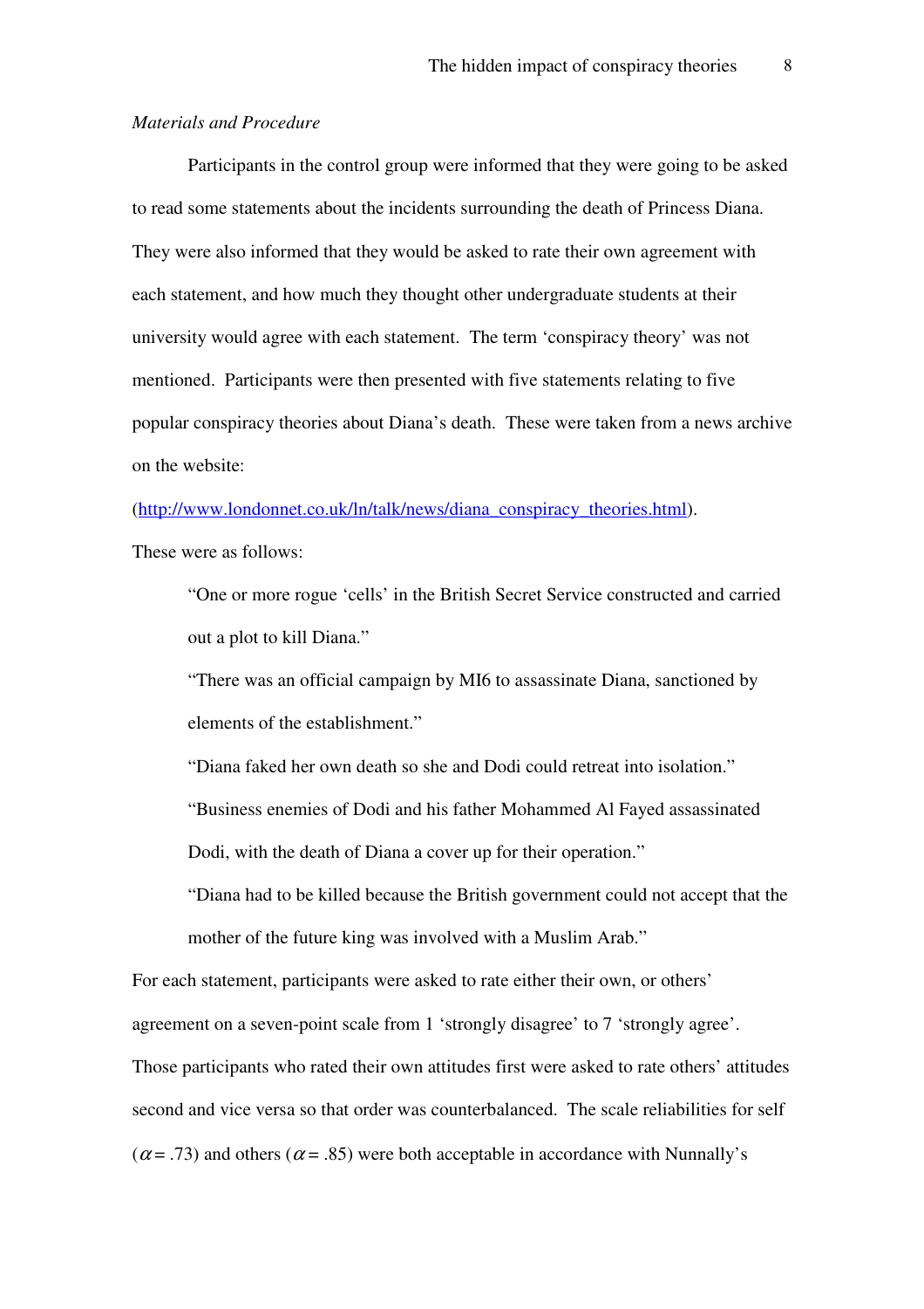*Materials and Procedure*

Participants in the control group were informed that they were going to be asked to read some statements about the incidents surrounding the death of Princess Diana. They were also informed that they would be asked to rate their own agreement with each statement, and how much they thought other undergraduate students at their university would agree with each statement. The term 'conspiracy theory' was not mentioned. Participants were then presented with five statements relating to five popular conspiracy theories about Diana's death. These were taken from a news archive on the website:

(http://www.londonnet.co.uk/ln/talk/news/diana_conspiracy_theories.html).

These were as follows:

> "One or more rogue 'cells' in the British Secret Service constructed and carried out a plot to kill Diana."
>
> "There was an official campaign by MI6 to assassinate Diana, sanctioned by elements of the establishment."
>
> "Diana faked her own death so she and Dodi could retreat into isolation."
>
> "Business enemies of Dodi and his father Mohammed Al Fayed assassinated Dodi, with the death of Diana a cover up for their operation."
>
> "Diana had to be killed because the British government could not accept that the mother of the future king was involved with a Muslim Arab."

For each statement, participants were asked to rate either their own, or others' agreement on a seven-point scale from 1 'strongly disagree' to 7 'strongly agree'. Those participants who rated their own attitudes first were asked to rate others' attitudes second and vice versa so that order was counterbalanced. The scale reliabilities for self ($\alpha = .73$) and others ($\alpha = .85$) were both acceptable in accordance with Nunnally's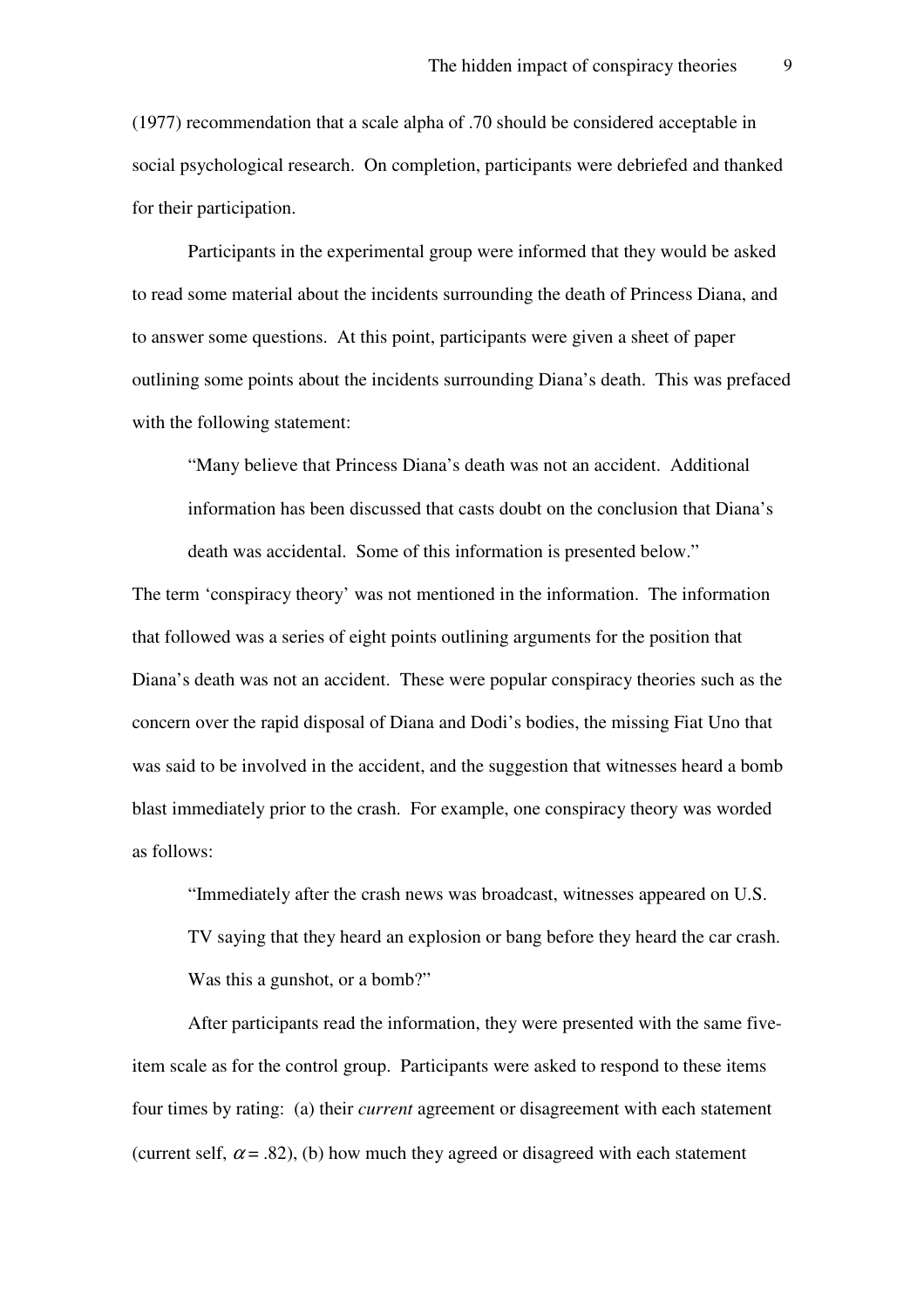(1977) recommendation that a scale alpha of .70 should be considered acceptable in social psychological research. On completion, participants were debriefed and thanked for their participation.

Participants in the experimental group were informed that they would be asked to read some material about the incidents surrounding the death of Princess Diana, and to answer some questions. At this point, participants were given a sheet of paper outlining some points about the incidents surrounding Diana's death. This was prefaced with the following statement:

> "Many believe that Princess Diana's death was not an accident. Additional information has been discussed that casts doubt on the conclusion that Diana's death was accidental. Some of this information is presented below."

The term 'conspiracy theory' was not mentioned in the information. The information that followed was a series of eight points outlining arguments for the position that Diana's death was not an accident. These were popular conspiracy theories such as the concern over the rapid disposal of Diana and Dodi's bodies, the missing Fiat Uno that was said to be involved in the accident, and the suggestion that witnesses heard a bomb blast immediately prior to the crash. For example, one conspiracy theory was worded as follows:

> "Immediately after the crash news was broadcast, witnesses appeared on U.S. TV saying that they heard an explosion or bang before they heard the car crash. Was this a gunshot, or a bomb?"

After participants read the information, they were presented with the same five-item scale as for the control group. Participants were asked to respond to these items four times by rating: (a) their *current* agreement or disagreement with each statement (current self, $\alpha = .82$), (b) how much they agreed or disagreed with each statement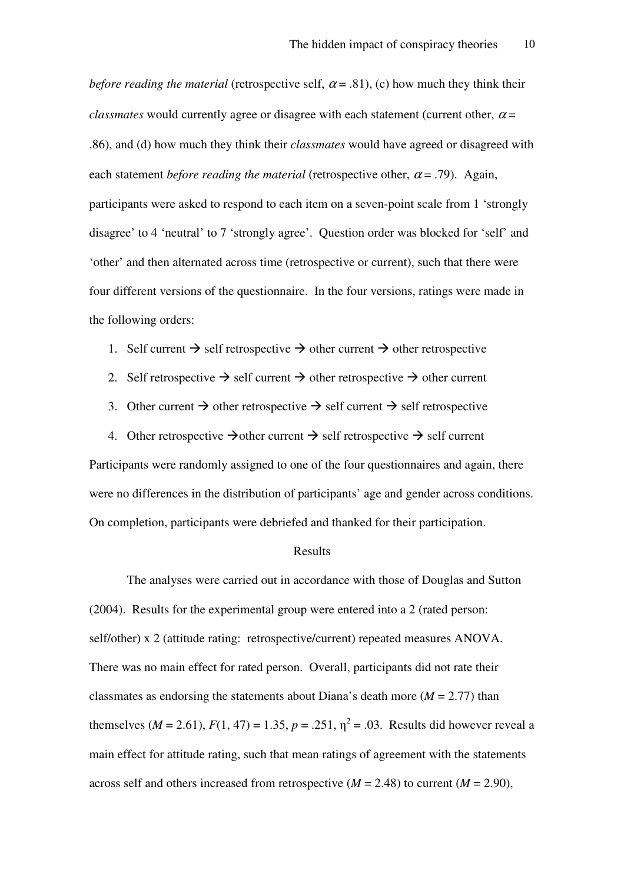*before reading the material* (retrospective self, $\alpha = .81$), (c) how much they think their *classmates* would currently agree or disagree with each statement (current other, $\alpha = .86$), and (d) how much they think their *classmates* would have agreed or disagreed with each statement *before reading the material* (retrospective other, $\alpha = .79$). Again, participants were asked to respond to each item on a seven-point scale from 1 'strongly disagree' to 4 'neutral' to 7 'strongly agree'. Question order was blocked for 'self' and 'other' and then alternated across time (retrospective or current), such that there were four different versions of the questionnaire. In the four versions, ratings were made in the following orders:

1. Self current → self retrospective → other current → other retrospective
2. Self retrospective → self current → other retrospective → other current
3. Other current → other retrospective → self current → self retrospective
4. Other retrospective →other current → self retrospective → self current

Participants were randomly assigned to one of the four questionnaires and again, there were no differences in the distribution of participants' age and gender across conditions. On completion, participants were debriefed and thanked for their participation.

## Results

The analyses were carried out in accordance with those of Douglas and Sutton (2004). Results for the experimental group were entered into a 2 (rated person: self/other) x 2 (attitude rating: retrospective/current) repeated measures ANOVA. There was no main effect for rated person. Overall, participants did not rate their classmates as endorsing the statements about Diana's death more ($M = 2.77$) than themselves ($M = 2.61$), $F(1, 47) = 1.35$, $p = .251$, $\eta^2 = .03$. Results did however reveal a main effect for attitude rating, such that mean ratings of agreement with the statements across self and others increased from retrospective ($M = 2.48$) to current ($M = 2.90$),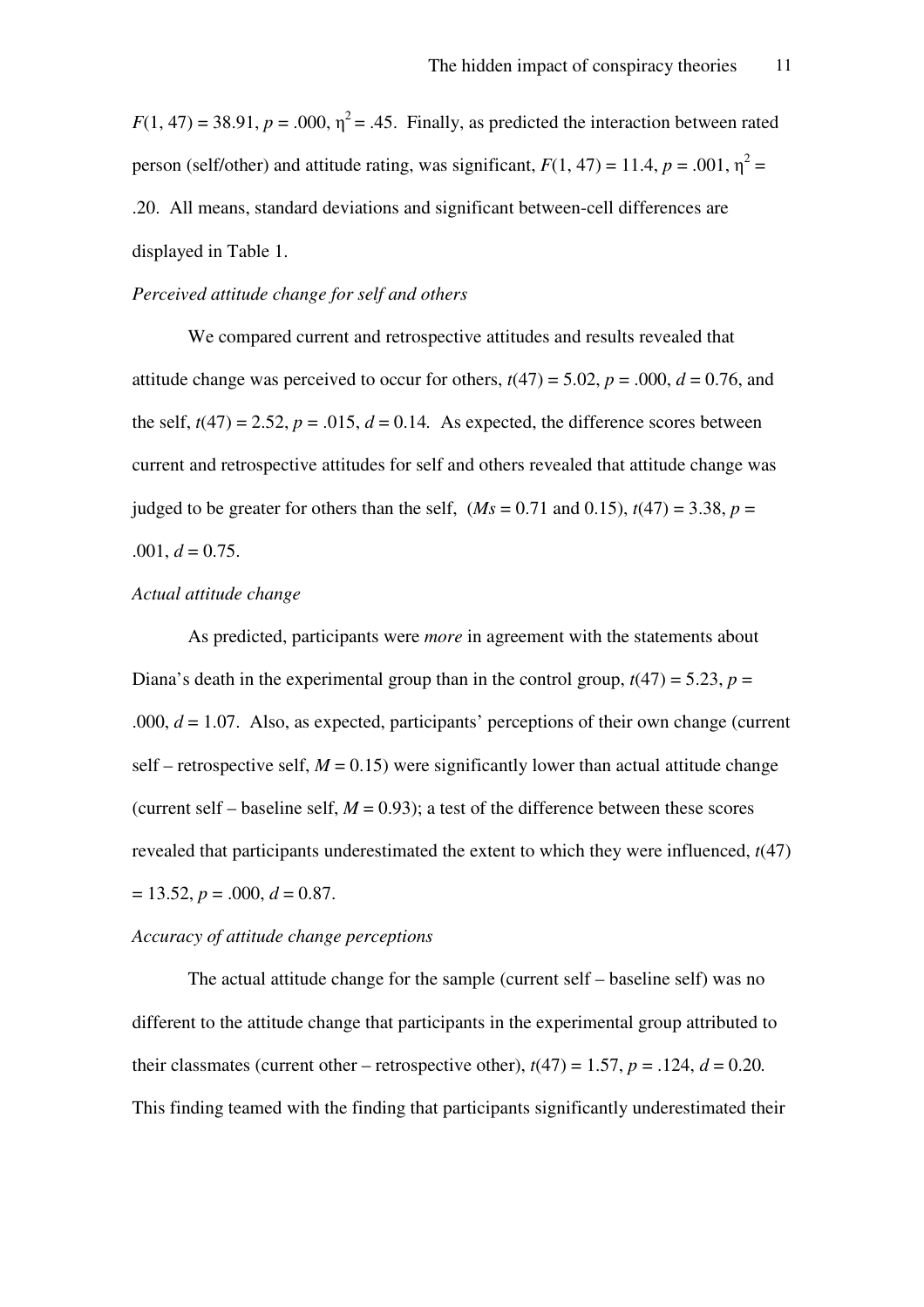$F(1, 47) = 38.91$, $p = .000$, $\eta^2 = .45$. Finally, as predicted the interaction between rated person (self/other) and attitude rating, was significant, $F(1, 47) = 11.4$, $p = .001$, $\eta^2 = .20$. All means, standard deviations and significant between-cell differences are displayed in Table 1.

*Perceived attitude change for self and others*

We compared current and retrospective attitudes and results revealed that attitude change was perceived to occur for others, $t(47) = 5.02$, $p = .000$, $d = 0.76$, and the self, $t(47) = 2.52$, $p = .015$, $d = 0.14$. As expected, the difference scores between current and retrospective attitudes for self and others revealed that attitude change was judged to be greater for others than the self, ($Ms = 0.71$ and $0.15$), $t(47) = 3.38$, $p = .001$, $d = 0.75$.

*Actual attitude change*

As predicted, participants were *more* in agreement with the statements about Diana's death in the experimental group than in the control group, $t(47) = 5.23$, $p = .000$, $d = 1.07$. Also, as expected, participants' perceptions of their own change (current self – retrospective self, $M = 0.15$) were significantly lower than actual attitude change (current self – baseline self, $M = 0.93$); a test of the difference between these scores revealed that participants underestimated the extent to which they were influenced, $t(47) = 13.52$, $p = .000$, $d = 0.87$.

*Accuracy of attitude change perceptions*

The actual attitude change for the sample (current self – baseline self) was no different to the attitude change that participants in the experimental group attributed to their classmates (current other – retrospective other), $t(47) = 1.57$, $p = .124$, $d = 0.20$. This finding teamed with the finding that participants significantly underestimated their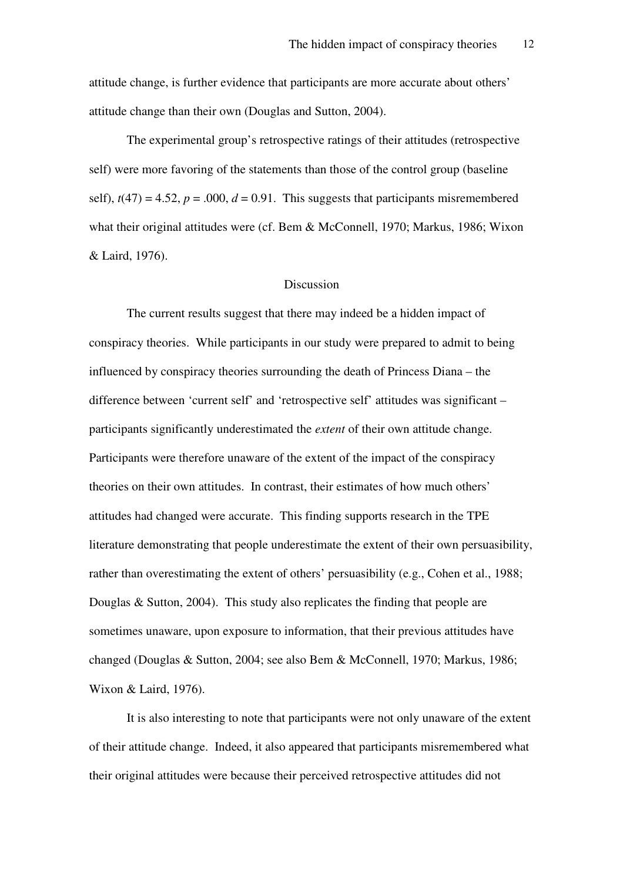attitude change, is further evidence that participants are more accurate about others' attitude change than their own (Douglas and Sutton, 2004).

The experimental group's retrospective ratings of their attitudes (retrospective self) were more favoring of the statements than those of the control group (baseline self), $t(47) = 4.52$, $p = .000$, $d = 0.91$. This suggests that participants misremembered what their original attitudes were (cf. Bem & McConnell, 1970; Markus, 1986; Wixon & Laird, 1976).

## Discussion

The current results suggest that there may indeed be a hidden impact of conspiracy theories. While participants in our study were prepared to admit to being influenced by conspiracy theories surrounding the death of Princess Diana – the difference between 'current self' and 'retrospective self' attitudes was significant – participants significantly underestimated the *extent* of their own attitude change. Participants were therefore unaware of the extent of the impact of the conspiracy theories on their own attitudes. In contrast, their estimates of how much others' attitudes had changed were accurate. This finding supports research in the TPE literature demonstrating that people underestimate the extent of their own persuasibility, rather than overestimating the extent of others' persuasibility (e.g., Cohen et al., 1988; Douglas & Sutton, 2004). This study also replicates the finding that people are sometimes unaware, upon exposure to information, that their previous attitudes have changed (Douglas & Sutton, 2004; see also Bem & McConnell, 1970; Markus, 1986; Wixon & Laird, 1976).

It is also interesting to note that participants were not only unaware of the extent of their attitude change. Indeed, it also appeared that participants misremembered what their original attitudes were because their perceived retrospective attitudes did not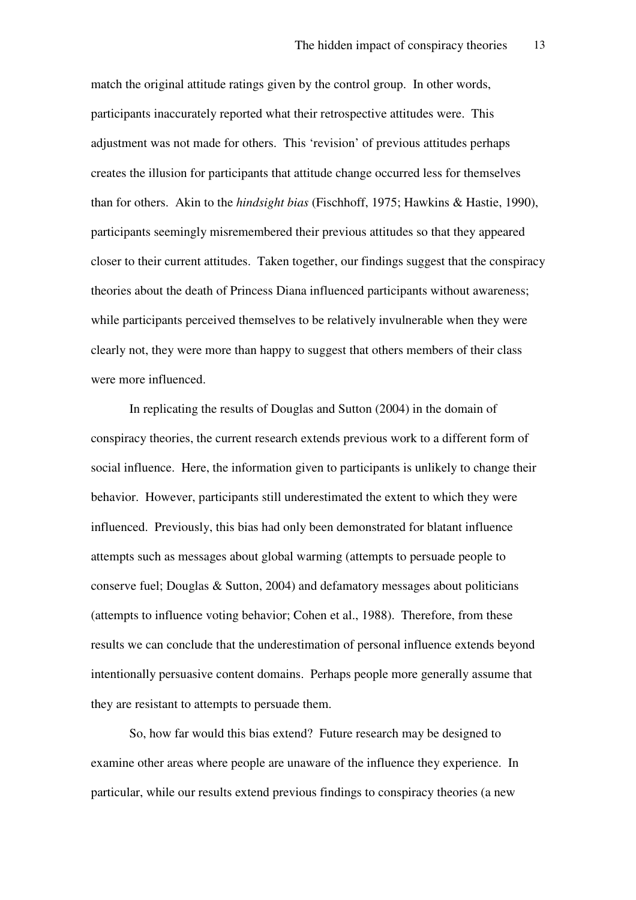match the original attitude ratings given by the control group. In other words, participants inaccurately reported what their retrospective attitudes were. This adjustment was not made for others. This 'revision' of previous attitudes perhaps creates the illusion for participants that attitude change occurred less for themselves than for others. Akin to the *hindsight bias* (Fischhoff, 1975; Hawkins & Hastie, 1990), participants seemingly misremembered their previous attitudes so that they appeared closer to their current attitudes. Taken together, our findings suggest that the conspiracy theories about the death of Princess Diana influenced participants without awareness; while participants perceived themselves to be relatively invulnerable when they were clearly not, they were more than happy to suggest that others members of their class were more influenced.

In replicating the results of Douglas and Sutton (2004) in the domain of conspiracy theories, the current research extends previous work to a different form of social influence. Here, the information given to participants is unlikely to change their behavior. However, participants still underestimated the extent to which they were influenced. Previously, this bias had only been demonstrated for blatant influence attempts such as messages about global warming (attempts to persuade people to conserve fuel; Douglas & Sutton, 2004) and defamatory messages about politicians (attempts to influence voting behavior; Cohen et al., 1988). Therefore, from these results we can conclude that the underestimation of personal influence extends beyond intentionally persuasive content domains. Perhaps people more generally assume that they are resistant to attempts to persuade them.

So, how far would this bias extend? Future research may be designed to examine other areas where people are unaware of the influence they experience. In particular, while our results extend previous findings to conspiracy theories (a new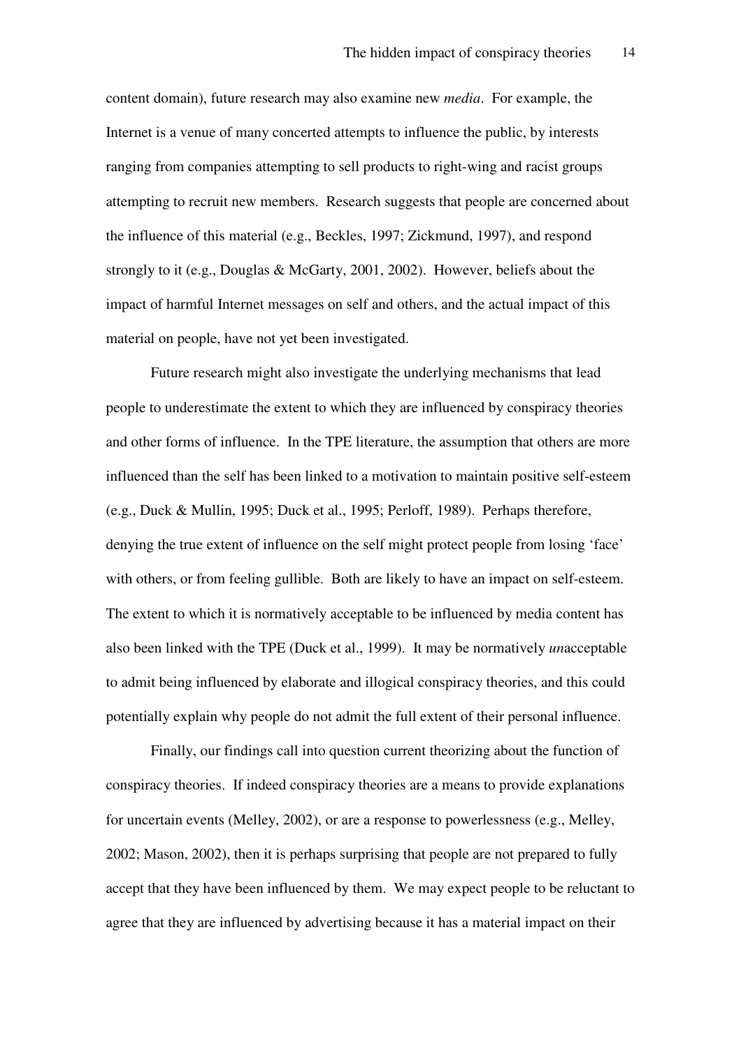content domain), future research may also examine new *media*. For example, the Internet is a venue of many concerted attempts to influence the public, by interests ranging from companies attempting to sell products to right-wing and racist groups attempting to recruit new members. Research suggests that people are concerned about the influence of this material (e.g., Beckles, 1997; Zickmund, 1997), and respond strongly to it (e.g., Douglas & McGarty, 2001, 2002). However, beliefs about the impact of harmful Internet messages on self and others, and the actual impact of this material on people, have not yet been investigated.

Future research might also investigate the underlying mechanisms that lead people to underestimate the extent to which they are influenced by conspiracy theories and other forms of influence. In the TPE literature, the assumption that others are more influenced than the self has been linked to a motivation to maintain positive self-esteem (e.g., Duck & Mullin, 1995; Duck et al., 1995; Perloff, 1989). Perhaps therefore, denying the true extent of influence on the self might protect people from losing 'face' with others, or from feeling gullible. Both are likely to have an impact on self-esteem. The extent to which it is normatively acceptable to be influenced by media content has also been linked with the TPE (Duck et al., 1999). It may be normatively *un*acceptable to admit being influenced by elaborate and illogical conspiracy theories, and this could potentially explain why people do not admit the full extent of their personal influence.

Finally, our findings call into question current theorizing about the function of conspiracy theories. If indeed conspiracy theories are a means to provide explanations for uncertain events (Melley, 2002), or are a response to powerlessness (e.g., Melley, 2002; Mason, 2002), then it is perhaps surprising that people are not prepared to fully accept that they have been influenced by them. We may expect people to be reluctant to agree that they are influenced by advertising because it has a material impact on their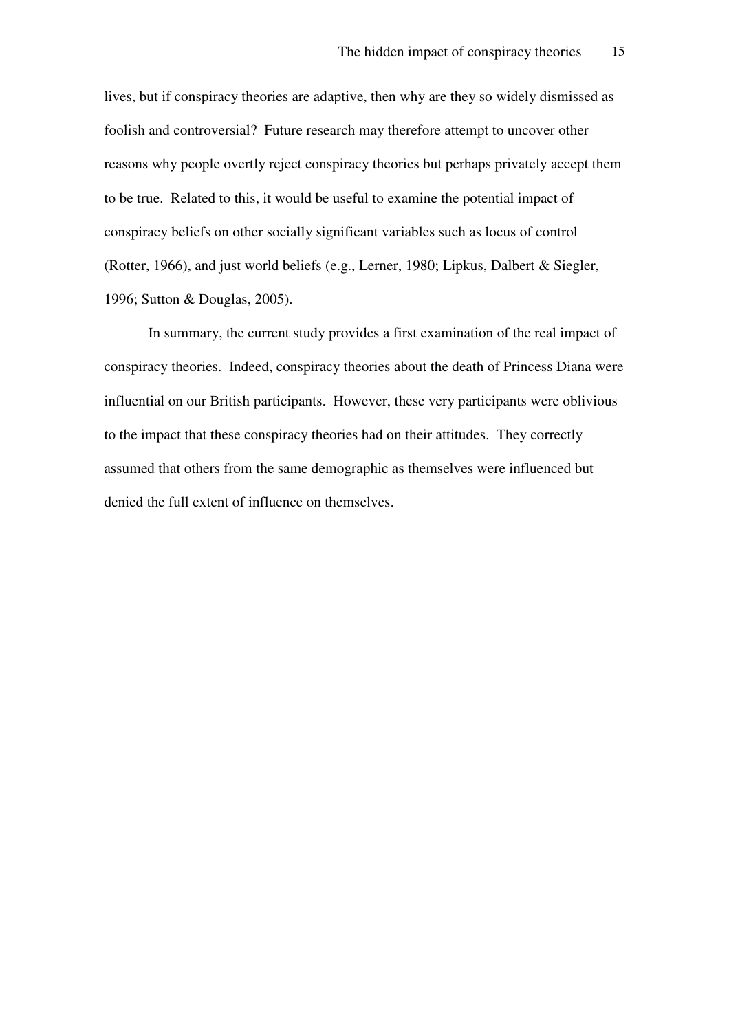lives, but if conspiracy theories are adaptive, then why are they so widely dismissed as foolish and controversial? Future research may therefore attempt to uncover other reasons why people overtly reject conspiracy theories but perhaps privately accept them to be true. Related to this, it would be useful to examine the potential impact of conspiracy beliefs on other socially significant variables such as locus of control (Rotter, 1966), and just world beliefs (e.g., Lerner, 1980; Lipkus, Dalbert & Siegler, 1996; Sutton & Douglas, 2005).

In summary, the current study provides a first examination of the real impact of conspiracy theories. Indeed, conspiracy theories about the death of Princess Diana were influential on our British participants. However, these very participants were oblivious to the impact that these conspiracy theories had on their attitudes. They correctly assumed that others from the same demographic as themselves were influenced but denied the full extent of influence on themselves.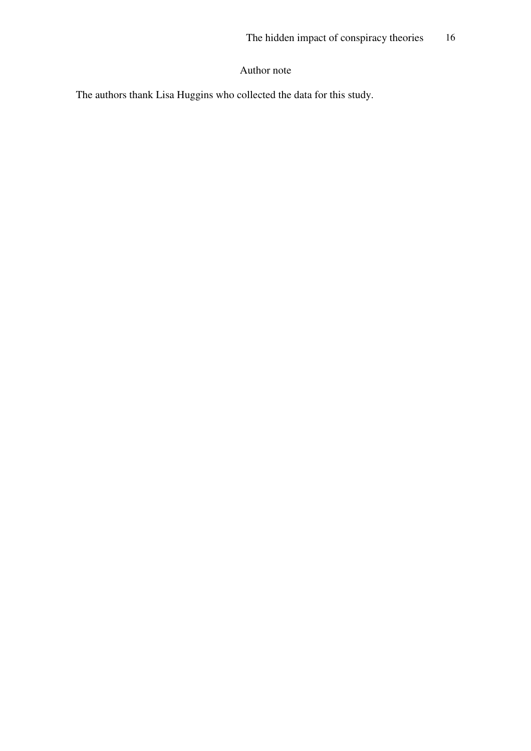# Author note

The authors thank Lisa Huggins who collected the data for this study.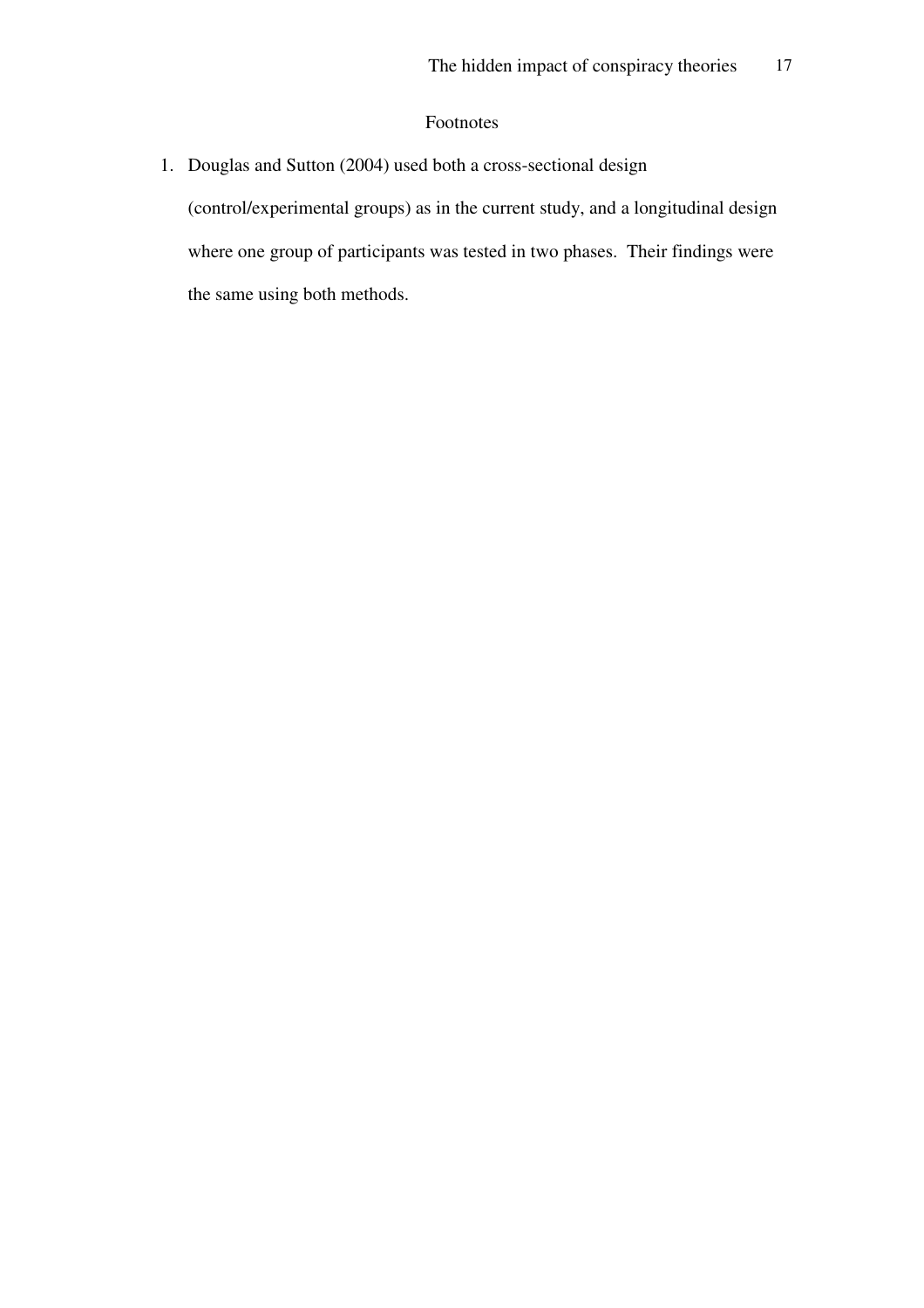# Footnotes

1. Douglas and Sutton (2004) used both a cross-sectional design (control/experimental groups) as in the current study, and a longitudinal design where one group of participants was tested in two phases. Their findings were the same using both methods.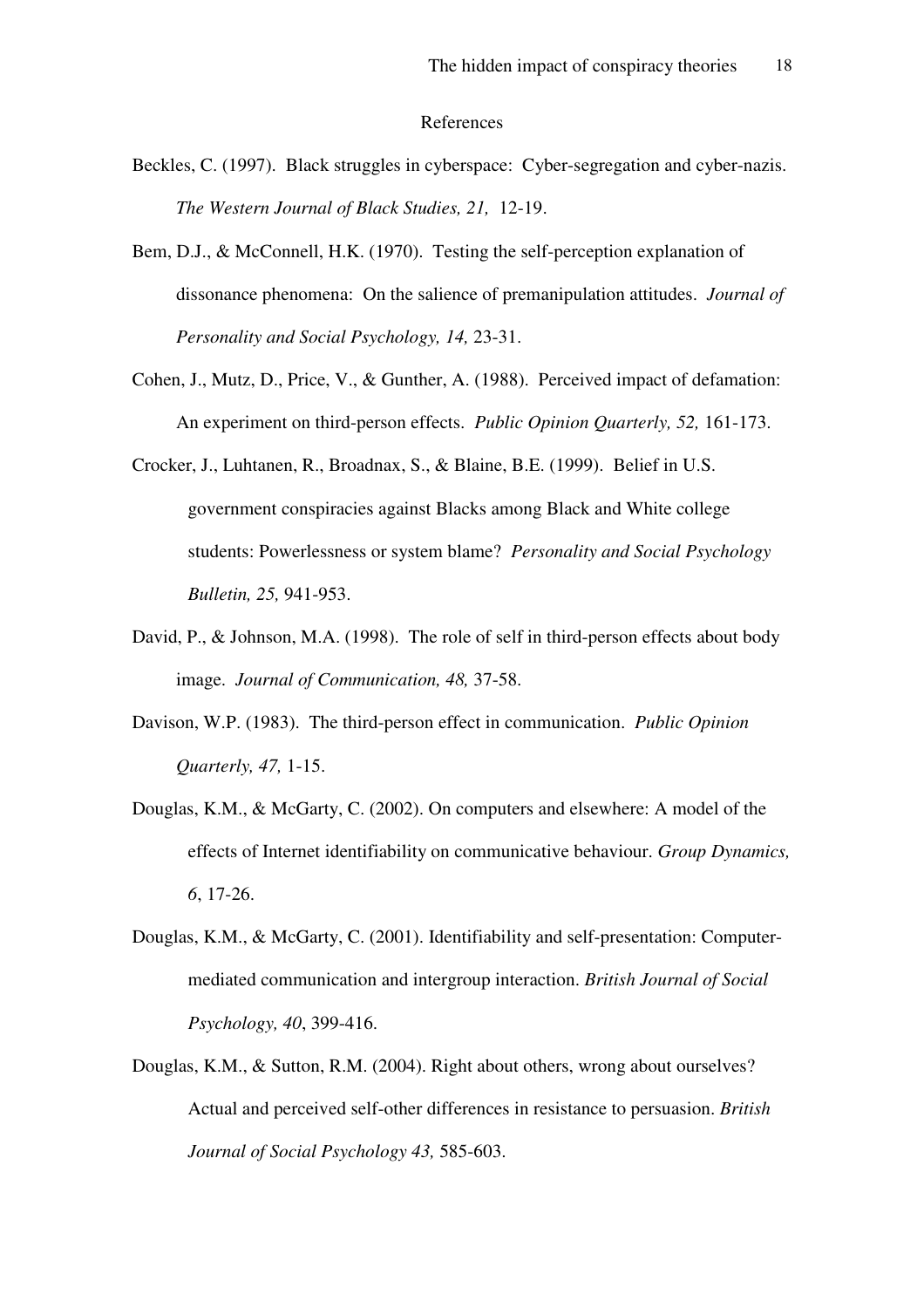# References

Beckles, C. (1997). Black struggles in cyberspace: Cyber-segregation and cyber-nazis. *The Western Journal of Black Studies, 21,* 12-19.

Bem, D.J., & McConnell, H.K. (1970). Testing the self-perception explanation of dissonance phenomena: On the salience of premanipulation attitudes. *Journal of Personality and Social Psychology, 14,* 23-31.

Cohen, J., Mutz, D., Price, V., & Gunther, A. (1988). Perceived impact of defamation: An experiment on third-person effects. *Public Opinion Quarterly, 52,* 161-173.

Crocker, J., Luhtanen, R., Broadnax, S., & Blaine, B.E. (1999). Belief in U.S. government conspiracies against Blacks among Black and White college students: Powerlessness or system blame? *Personality and Social Psychology Bulletin, 25,* 941-953.

David, P., & Johnson, M.A. (1998). The role of self in third-person effects about body image. *Journal of Communication, 48,* 37-58.

Davison, W.P. (1983). The third-person effect in communication. *Public Opinion Quarterly, 47,* 1-15.

Douglas, K.M., & McGarty, C. (2002). On computers and elsewhere: A model of the effects of Internet identifiability on communicative behaviour. *Group Dynamics, 6*, 17-26.

Douglas, K.M., & McGarty, C. (2001). Identifiability and self-presentation: Computer-mediated communication and intergroup interaction. *British Journal of Social Psychology, 40*, 399-416.

Douglas, K.M., & Sutton, R.M. (2004). Right about others, wrong about ourselves? Actual and perceived self-other differences in resistance to persuasion. *British Journal of Social Psychology 43,* 585-603.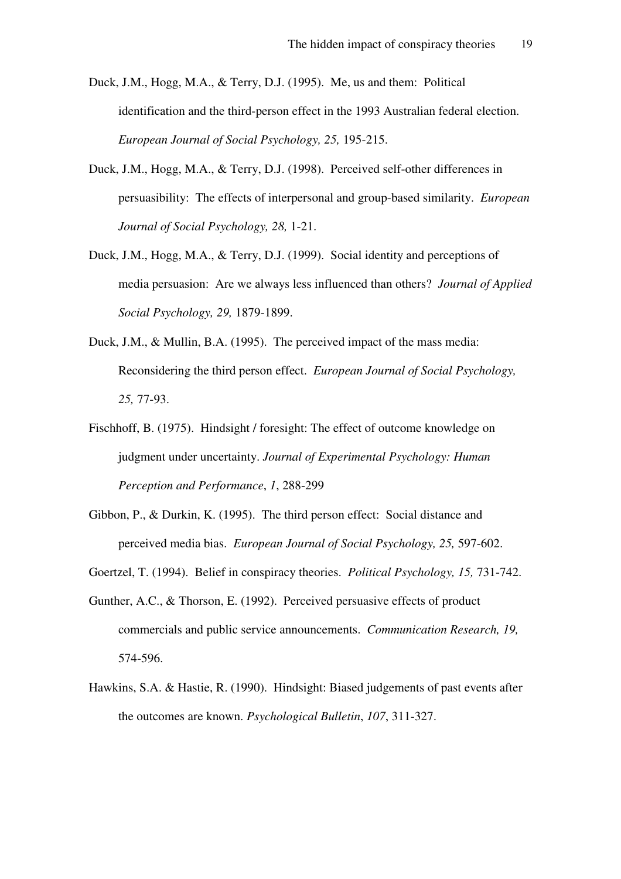Duck, J.M., Hogg, M.A., & Terry, D.J. (1995). Me, us and them: Political identification and the third-person effect in the 1993 Australian federal election. *European Journal of Social Psychology, 25,* 195-215.

Duck, J.M., Hogg, M.A., & Terry, D.J. (1998). Perceived self-other differences in persuasibility: The effects of interpersonal and group-based similarity. *European Journal of Social Psychology, 28,* 1-21.

Duck, J.M., Hogg, M.A., & Terry, D.J. (1999). Social identity and perceptions of media persuasion: Are we always less influenced than others? *Journal of Applied Social Psychology, 29,* 1879-1899.

Duck, J.M., & Mullin, B.A. (1995). The perceived impact of the mass media: Reconsidering the third person effect. *European Journal of Social Psychology, 25,* 77-93.

Fischhoff, B. (1975). Hindsight / foresight: The effect of outcome knowledge on judgment under uncertainty. *Journal of Experimental Psychology: Human Perception and Performance*, *1*, 288-299

Gibbon, P., & Durkin, K. (1995). The third person effect: Social distance and perceived media bias. *European Journal of Social Psychology, 25,* 597-602.

Goertzel, T. (1994). Belief in conspiracy theories. *Political Psychology, 15,* 731-742.

Gunther, A.C., & Thorson, E. (1992). Perceived persuasive effects of product commercials and public service announcements. *Communication Research, 19,* 574-596.

Hawkins, S.A. & Hastie, R. (1990). Hindsight: Biased judgements of past events after the outcomes are known. *Psychological Bulletin*, *107*, 311-327.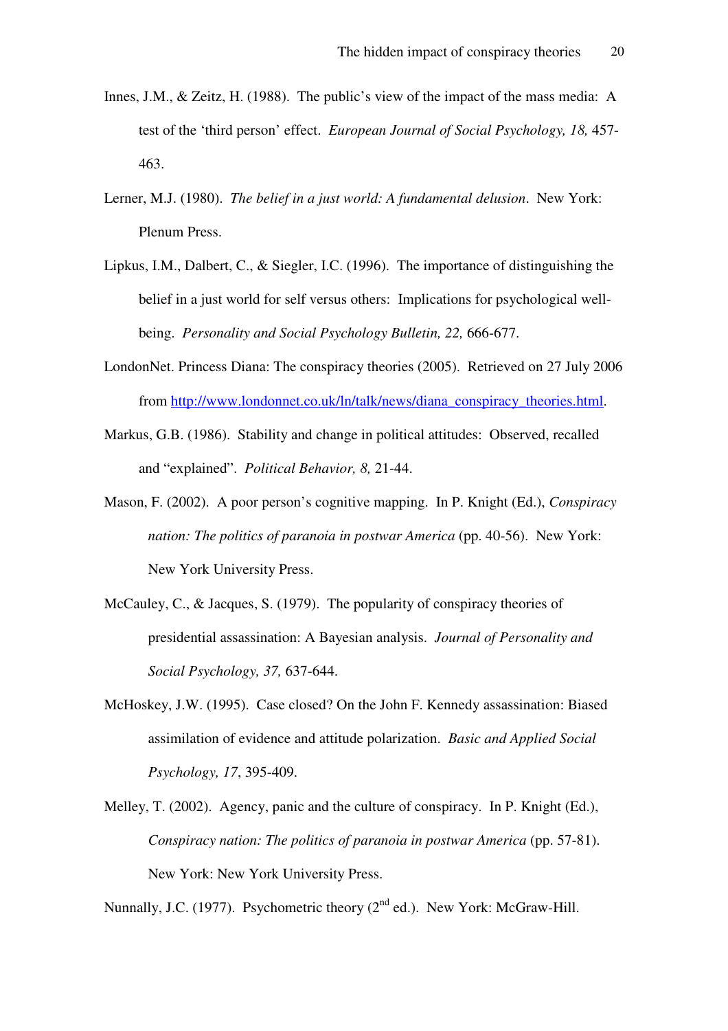Innes, J.M., & Zeitz, H. (1988). The public's view of the impact of the mass media: A test of the 'third person' effect. *European Journal of Social Psychology, 18,* 457-463.

Lerner, M.J. (1980). *The belief in a just world: A fundamental delusion*. New York: Plenum Press.

Lipkus, I.M., Dalbert, C., & Siegler, I.C. (1996). The importance of distinguishing the belief in a just world for self versus others: Implications for psychological well-being. *Personality and Social Psychology Bulletin, 22,* 666-677.

LondonNet. Princess Diana: The conspiracy theories (2005). Retrieved on 27 July 2006 from http://www.londonnet.co.uk/ln/talk/news/diana_conspiracy_theories.html.

Markus, G.B. (1986). Stability and change in political attitudes: Observed, recalled and "explained". *Political Behavior, 8,* 21-44.

Mason, F. (2002). A poor person's cognitive mapping. In P. Knight (Ed.), *Conspiracy nation: The politics of paranoia in postwar America* (pp. 40-56). New York: New York University Press.

McCauley, C., & Jacques, S. (1979). The popularity of conspiracy theories of presidential assassination: A Bayesian analysis. *Journal of Personality and Social Psychology, 37,* 637-644.

McHoskey, J.W. (1995). Case closed? On the John F. Kennedy assassination: Biased assimilation of evidence and attitude polarization. *Basic and Applied Social Psychology, 17*, 395-409.

Melley, T. (2002). Agency, panic and the culture of conspiracy. In P. Knight (Ed.), *Conspiracy nation: The politics of paranoia in postwar America* (pp. 57-81). New York: New York University Press.

Nunnally, J.C. (1977). Psychometric theory (2nd ed.). New York: McGraw-Hill.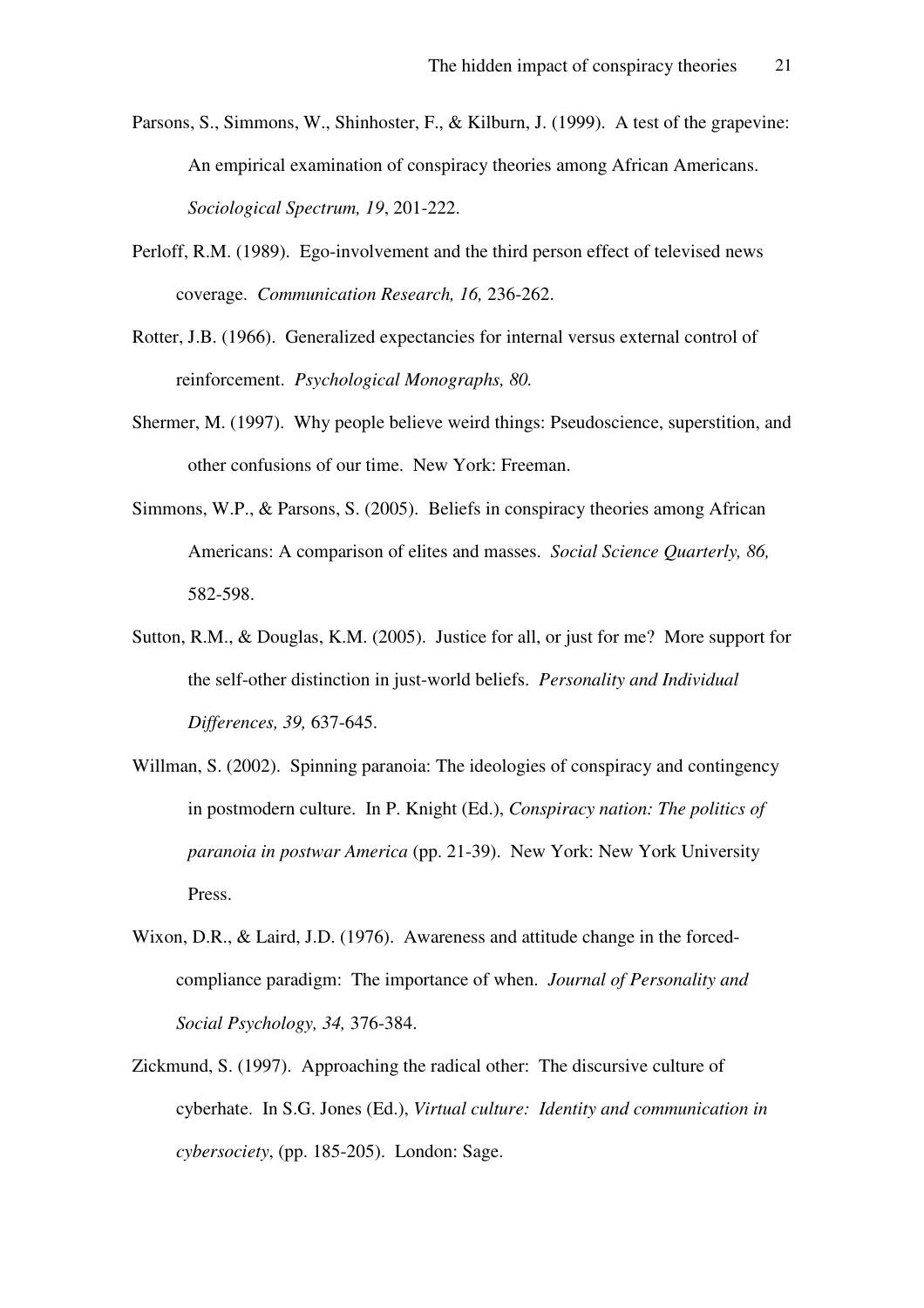Parsons, S., Simmons, W., Shinhoster, F., & Kilburn, J. (1999). A test of the grapevine: An empirical examination of conspiracy theories among African Americans. *Sociological Spectrum, 19*, 201-222.

Perloff, R.M. (1989). Ego-involvement and the third person effect of televised news coverage. *Communication Research, 16,* 236-262.

Rotter, J.B. (1966). Generalized expectancies for internal versus external control of reinforcement. *Psychological Monographs, 80.*

Shermer, M. (1997). Why people believe weird things: Pseudoscience, superstition, and other confusions of our time. New York: Freeman.

Simmons, W.P., & Parsons, S. (2005). Beliefs in conspiracy theories among African Americans: A comparison of elites and masses. *Social Science Quarterly, 86,* 582-598.

Sutton, R.M., & Douglas, K.M. (2005). Justice for all, or just for me? More support for the self-other distinction in just-world beliefs. *Personality and Individual Differences, 39,* 637-645.

Willman, S. (2002). Spinning paranoia: The ideologies of conspiracy and contingency in postmodern culture. In P. Knight (Ed.), *Conspiracy nation: The politics of paranoia in postwar America* (pp. 21-39). New York: New York University Press.

Wixon, D.R., & Laird, J.D. (1976). Awareness and attitude change in the forced-compliance paradigm: The importance of when. *Journal of Personality and Social Psychology, 34,* 376-384.

Zickmund, S. (1997). Approaching the radical other: The discursive culture of cyberhate. In S.G. Jones (Ed.), *Virtual culture: Identity and communication in cybersociety*, (pp. 185-205). London: Sage.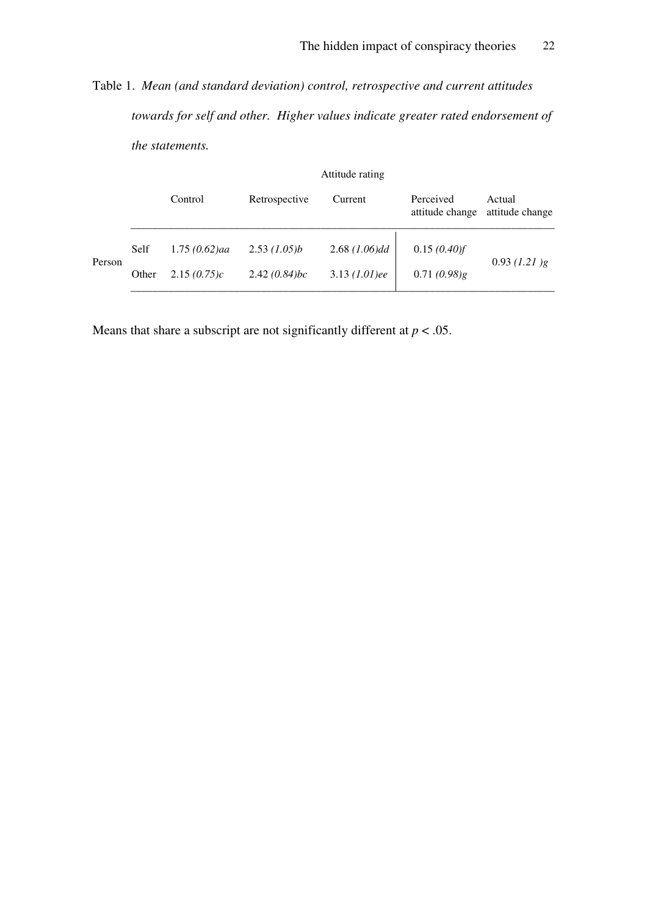Table 1. *Mean (and standard deviation) control, retrospective and current attitudes towards for self and other. Higher values indicate greater rated endorsement of the statements.*

| | | Attitude rating | | | | |
|---|---|---|---|---|---|---|
| | | Control | Retrospective | Current | Perceived attitude change | Actual attitude change |
| Person | Self | 1.75 *(0.62)aa* | 2.53 *(1.05)b* | 2.68 *(1.06)dd* | 0.15 *(0.40)f* | 0.93 *(1.21 )g* |
| | Other | 2.15 *(0.75)c* | 2.42 *(0.84)bc* | 3.13 *(1.01)ee* | 0.71 *(0.98)g* | |

Means that share a subscript are not significantly different at $p < .05$.